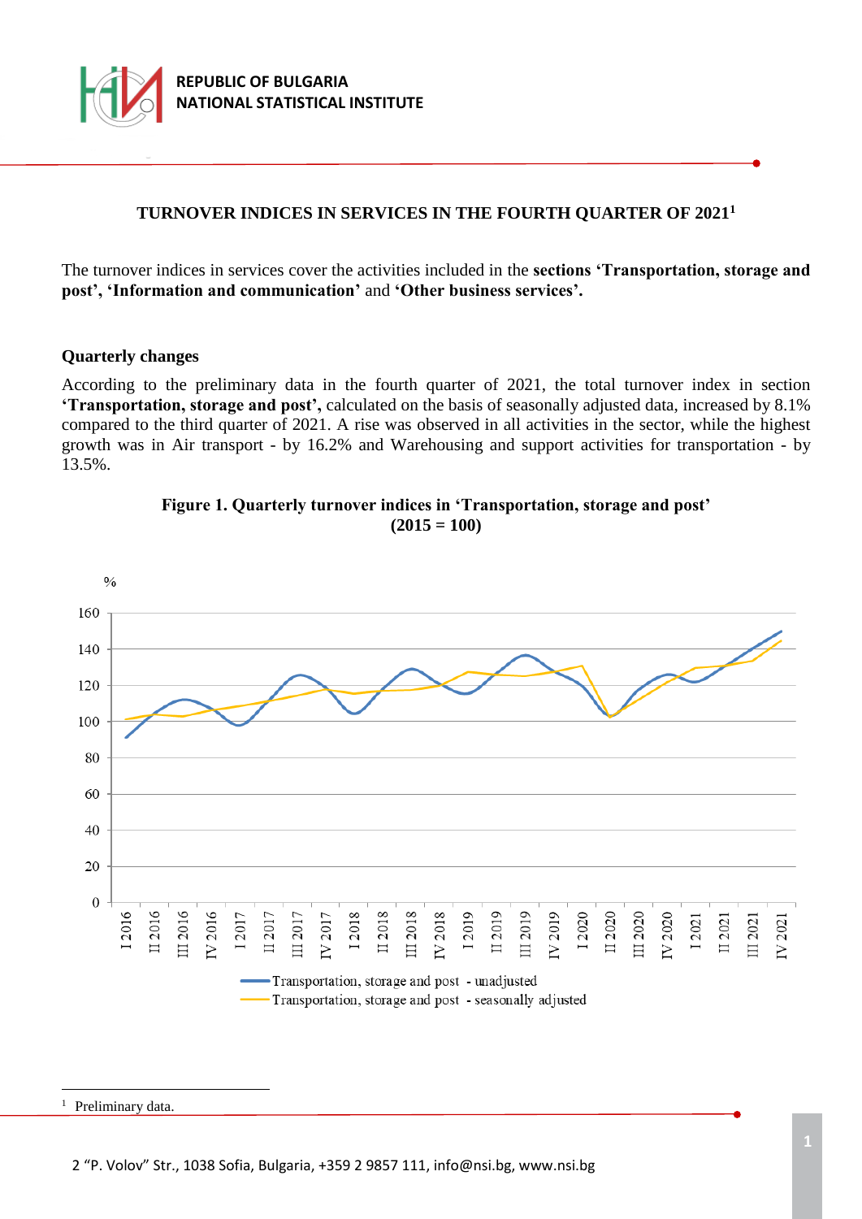REPUBLIC OF BULGARIA
NATIONAL STATISTICAL INSTITUTE

# TURNOVER INDICES IN SERVICES IN THE FOURTH QUARTER OF 2021[1]

The turnover indices in services cover the activities included in the **sections 'Transportation, storage and post', 'Information and communication'** and **'Other business services'.**

## Quarterly changes

According to the preliminary data in the fourth quarter of 2021, the total turnover index in section **'Transportation, storage and post',** calculated on the basis of seasonally adjusted data, increased by 8.1% compared to the third quarter of 2021. A rise was observed in all activities in the sector, while the highest growth was in Air transport - by 16.2% and Warehousing and support activities for transportation - by 13.5%.

**Figure 1. Quarterly turnover indices in 'Transportation, storage and post' (2015 = 100)**

[1] Preliminary data.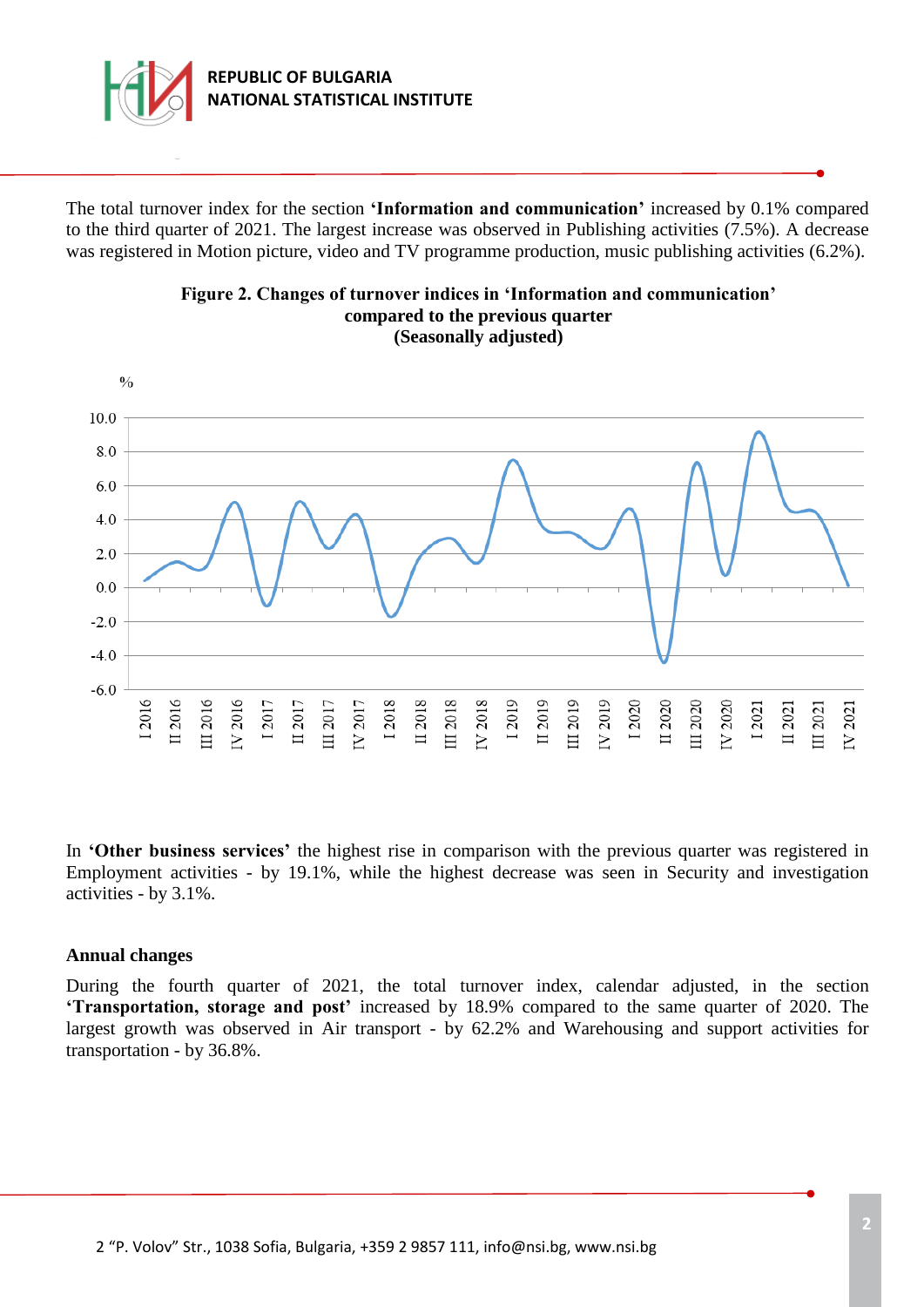The total turnover index for the section **'Information and communication'** increased by 0.1% compared to the third quarter of 2021. The largest increase was observed in Publishing activities (7.5%). A decrease was registered in Motion picture, video and TV programme production, music publishing activities (6.2%).

**Figure 2. Changes of turnover indices in 'Information and communication' compared to the previous quarter (Seasonally adjusted)**

In **'Other business services'** the highest rise in comparison with the previous quarter was registered in Employment activities - by 19.1%, while the highest decrease was seen in Security and investigation activities - by 3.1%.

### Annual changes

During the fourth quarter of 2021, the total turnover index, calendar adjusted, in the section **'Transportation, storage and post'** increased by 18.9% compared to the same quarter of 2020. The largest growth was observed in Air transport - by 62.2% and Warehousing and support activities for transportation - by 36.8%.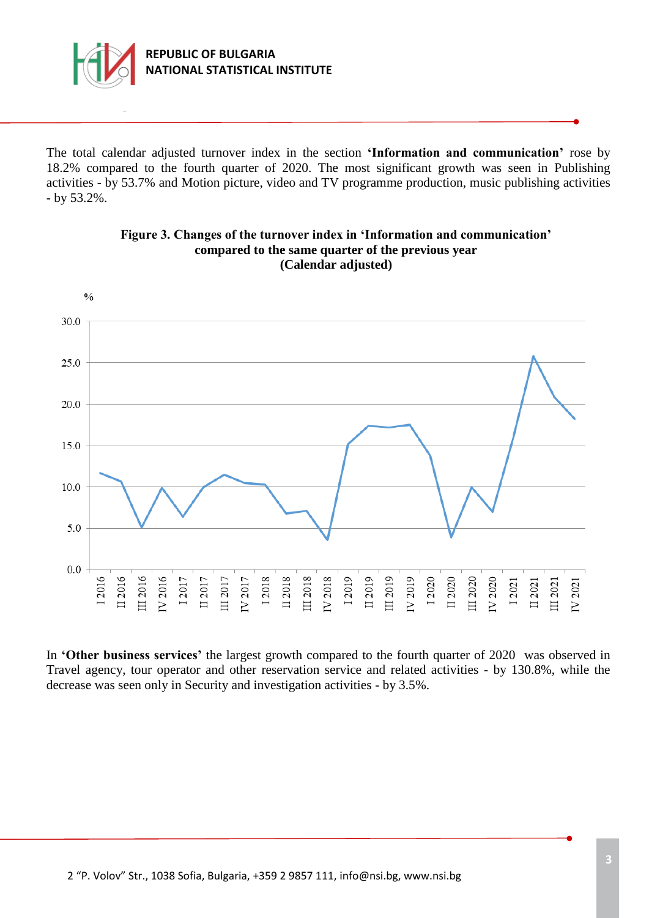The total calendar adjusted turnover index in the section **'Information and communication'** rose by 18.2% compared to the fourth quarter of 2020. The most significant growth was seen in Publishing activities - by 53.7% and Motion picture, video and TV programme production, music publishing activities - by 53.2%.

**Figure 3. Changes of the turnover index in 'Information and communication' compared to the same quarter of the previous year (Calendar adjusted)**

In **'Other business services'** the largest growth compared to the fourth quarter of 2020 was observed in Travel agency, tour operator and other reservation service and related activities - by 130.8%, while the decrease was seen only in Security and investigation activities - by 3.5%.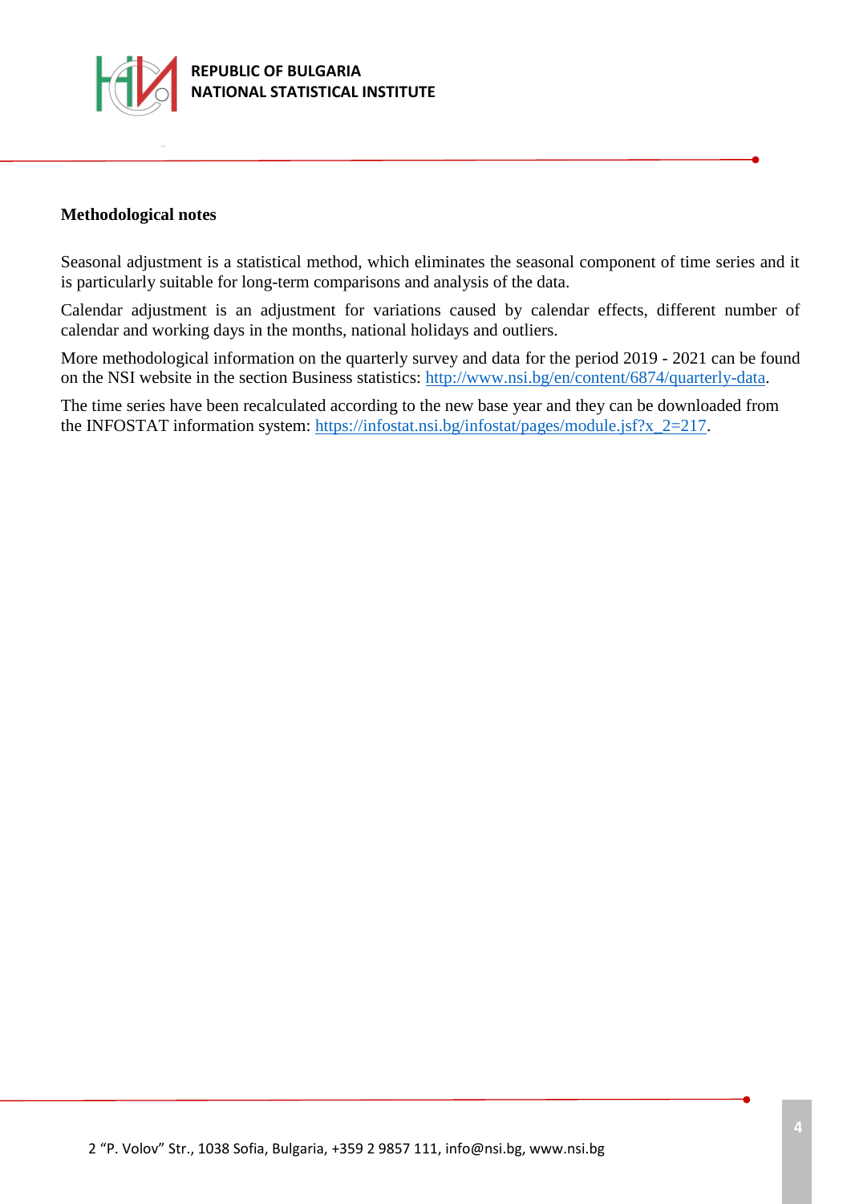**Methodological notes**

Seasonal adjustment is a statistical method, which eliminates the seasonal component of time series and it is particularly suitable for long-term comparisons and analysis of the data.

Calendar adjustment is an adjustment for variations caused by calendar effects, different number of calendar and working days in the months, national holidays and outliers.

More methodological information on the quarterly survey and data for the period 2019 - 2021 can be found on the NSI website in the section Business statistics: http://www.nsi.bg/en/content/6874/quarterly-data.

The time series have been recalculated according to the new base year and they can be downloaded from the INFOSTAT information system: https://infostat.nsi.bg/infostat/pages/module.jsf?x_2=217.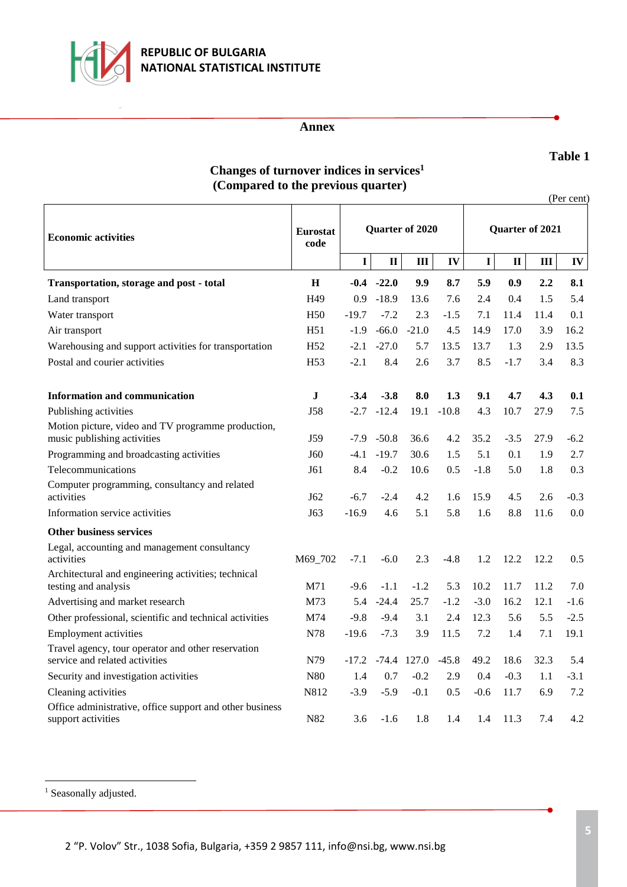## Annex

**Table 1**

**Changes of turnover indices in services[1]**
**(Compared to the previous quarter)**

(Per cent)

| Economic activities | Eurostat code | Quarter of 2020 | | | | Quarter of 2021 | | | |
|---|---|---|---|---|---|---|---|---|---|
| | | I | II | III | IV | I | II | III | IV |
| **Transportation, storage and post - total** | **H** | **-0.4** | **-22.0** | **9.9** | **8.7** | **5.9** | **0.9** | **2.2** | **8.1** |
| Land transport | H49 | 0.9 | -18.9 | 13.6 | 7.6 | 2.4 | 0.4 | 1.5 | 5.4 |
| Water transport | H50 | -19.7 | -7.2 | 2.3 | -1.5 | 7.1 | 11.4 | 11.4 | 0.1 |
| Air transport | H51 | -1.9 | -66.0 | -21.0 | 4.5 | 14.9 | 17.0 | 3.9 | 16.2 |
| Warehousing and support activities for transportation | H52 | -2.1 | -27.0 | 5.7 | 13.5 | 13.7 | 1.3 | 2.9 | 13.5 |
| Postal and courier activities | H53 | -2.1 | 8.4 | 2.6 | 3.7 | 8.5 | -1.7 | 3.4 | 8.3 |
| **Information and communication** | **J** | **-3.4** | **-3.8** | **8.0** | **1.3** | **9.1** | **4.7** | **4.3** | **0.1** |
| Publishing activities | J58 | -2.7 | -12.4 | 19.1 | -10.8 | 4.3 | 10.7 | 27.9 | 7.5 |
| Motion picture, video and TV programme production, music publishing activities | J59 | -7.9 | -50.8 | 36.6 | 4.2 | 35.2 | -3.5 | 27.9 | -6.2 |
| Programming and broadcasting activities | J60 | -4.1 | -19.7 | 30.6 | 1.5 | 5.1 | 0.1 | 1.9 | 2.7 |
| Telecommunications | J61 | 8.4 | -0.2 | 10.6 | 0.5 | -1.8 | 5.0 | 1.8 | 0.3 |
| Computer programming, consultancy and related activities | J62 | -6.7 | -2.4 | 4.2 | 1.6 | 15.9 | 4.5 | 2.6 | -0.3 |
| Information service activities | J63 | -16.9 | 4.6 | 5.1 | 5.8 | 1.6 | 8.8 | 11.6 | 0.0 |
| **Other business services** | | | | | | | | | |
| Legal, accounting and management consultancy activities | M69_702 | -7.1 | -6.0 | 2.3 | -4.8 | 1.2 | 12.2 | 12.2 | 0.5 |
| Architectural and engineering activities; technical testing and analysis | M71 | -9.6 | -1.1 | -1.2 | 5.3 | 10.2 | 11.7 | 11.2 | 7.0 |
| Advertising and market research | M73 | 5.4 | -24.4 | 25.7 | -1.2 | -3.0 | 16.2 | 12.1 | -1.6 |
| Other professional, scientific and technical activities | M74 | -9.8 | -9.4 | 3.1 | 2.4 | 12.3 | 5.6 | 5.5 | -2.5 |
| Employment activities | N78 | -19.6 | -7.3 | 3.9 | 11.5 | 7.2 | 1.4 | 7.1 | 19.1 |
| Travel agency, tour operator and other reservation service and related activities | N79 | -17.2 | -74.4 | 127.0 | -45.8 | 49.2 | 18.6 | 32.3 | 5.4 |
| Security and investigation activities | N80 | 1.4 | 0.7 | -0.2 | 2.9 | 0.4 | -0.3 | 1.1 | -3.1 |
| Cleaning activities | N812 | -3.9 | -5.9 | -0.1 | 0.5 | -0.6 | 11.7 | 6.9 | 7.2 |
| Office administrative, office support and other business support activities | N82 | 3.6 | -1.6 | 1.8 | 1.4 | 1.4 | 11.3 | 7.4 | 4.2 |

[1] Seasonally adjusted.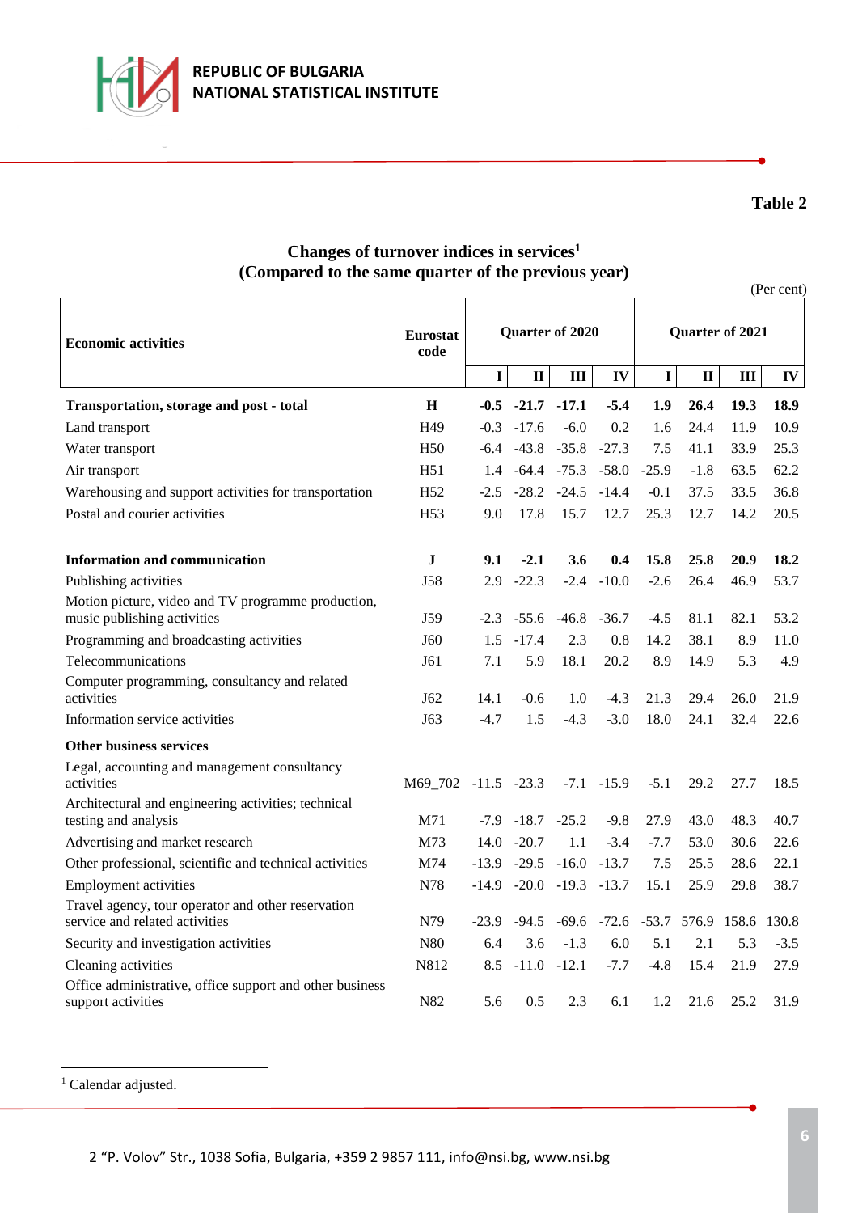**Table 2**

## Changes of turnover indices in services[1]
## (Compared to the same quarter of the previous year)

(Per cent)

| Economic activities | Eurostat code | Quarter of 2020 | | | | Quarter of 2021 | | | |
|---|---|---|---|---|---|---|---|---|---|
| | | I | II | III | IV | I | II | III | IV |
| **Transportation, storage and post - total** | **H** | **-0.5** | **-21.7** | **-17.1** | **-5.4** | **1.9** | **26.4** | **19.3** | **18.9** |
| Land transport | H49 | -0.3 | -17.6 | -6.0 | 0.2 | 1.6 | 24.4 | 11.9 | 10.9 |
| Water transport | H50 | -6.4 | -43.8 | -35.8 | -27.3 | 7.5 | 41.1 | 33.9 | 25.3 |
| Air transport | H51 | 1.4 | -64.4 | -75.3 | -58.0 | -25.9 | -1.8 | 63.5 | 62.2 |
| Warehousing and support activities for transportation | H52 | -2.5 | -28.2 | -24.5 | -14.4 | -0.1 | 37.5 | 33.5 | 36.8 |
| Postal and courier activities | H53 | 9.0 | 17.8 | 15.7 | 12.7 | 25.3 | 12.7 | 14.2 | 20.5 |
| **Information and communication** | **J** | **9.1** | **-2.1** | **3.6** | **0.4** | **15.8** | **25.8** | **20.9** | **18.2** |
| Publishing activities | J58 | 2.9 | -22.3 | -2.4 | -10.0 | -2.6 | 26.4 | 46.9 | 53.7 |
| Motion picture, video and TV programme production, music publishing activities | J59 | -2.3 | -55.6 | -46.8 | -36.7 | -4.5 | 81.1 | 82.1 | 53.2 |
| Programming and broadcasting activities | J60 | 1.5 | -17.4 | 2.3 | 0.8 | 14.2 | 38.1 | 8.9 | 11.0 |
| Telecommunications | J61 | 7.1 | 5.9 | 18.1 | 20.2 | 8.9 | 14.9 | 5.3 | 4.9 |
| Computer programming, consultancy and related activities | J62 | 14.1 | -0.6 | 1.0 | -4.3 | 21.3 | 29.4 | 26.0 | 21.9 |
| Information service activities | J63 | -4.7 | 1.5 | -4.3 | -3.0 | 18.0 | 24.1 | 32.4 | 22.6 |
| **Other business services** | | | | | | | | | |
| Legal, accounting and management consultancy activities | M69_702 | -11.5 | -23.3 | -7.1 | -15.9 | -5.1 | 29.2 | 27.7 | 18.5 |
| Architectural and engineering activities; technical testing and analysis | M71 | -7.9 | -18.7 | -25.2 | -9.8 | 27.9 | 43.0 | 48.3 | 40.7 |
| Advertising and market research | M73 | 14.0 | -20.7 | 1.1 | -3.4 | -7.7 | 53.0 | 30.6 | 22.6 |
| Other professional, scientific and technical activities | M74 | -13.9 | -29.5 | -16.0 | -13.7 | 7.5 | 25.5 | 28.6 | 22.1 |
| Employment activities | N78 | -14.9 | -20.0 | -19.3 | -13.7 | 15.1 | 25.9 | 29.8 | 38.7 |
| Travel agency, tour operator and other reservation service and related activities | N79 | -23.9 | -94.5 | -69.6 | -72.6 | -53.7 | 576.9 | 158.6 | 130.8 |
| Security and investigation activities | N80 | 6.4 | 3.6 | -1.3 | 6.0 | 5.1 | 2.1 | 5.3 | -3.5 |
| Cleaning activities | N812 | 8.5 | -11.0 | -12.1 | -7.7 | -4.8 | 15.4 | 21.9 | 27.9 |
| Office administrative, office support and other business support activities | N82 | 5.6 | 0.5 | 2.3 | 6.1 | 1.2 | 21.6 | 25.2 | 31.9 |

[1] Calendar adjusted.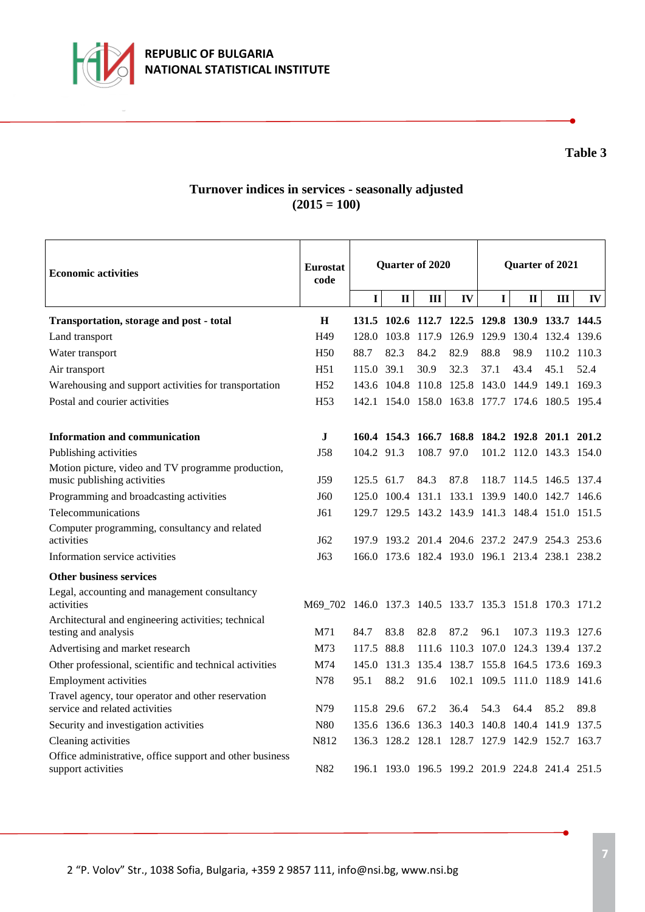**Table 3**

**Turnover indices in services - seasonally adjusted**
**(2015 = 100)**

| Economic activities | Eurostat code | Quarter of 2020 | | | | Quarter of 2021 | | | |
|---|---|---|---|---|---|---|---|---|---|
| | | I | II | III | IV | I | II | III | IV |
| **Transportation, storage and post - total** | **H** | **131.5** | **102.6** | **112.7** | **122.5** | **129.8** | **130.9** | **133.7** | **144.5** |
| Land transport | H49 | 128.0 | 103.8 | 117.9 | 126.9 | 129.9 | 130.4 | 132.4 | 139.6 |
| Water transport | H50 | 88.7 | 82.3 | 84.2 | 82.9 | 88.8 | 98.9 | 110.2 | 110.3 |
| Air transport | H51 | 115.0 | 39.1 | 30.9 | 32.3 | 37.1 | 43.4 | 45.1 | 52.4 |
| Warehousing and support activities for transportation | H52 | 143.6 | 104.8 | 110.8 | 125.8 | 143.0 | 144.9 | 149.1 | 169.3 |
| Postal and courier activities | H53 | 142.1 | 154.0 | 158.0 | 163.8 | 177.7 | 174.6 | 180.5 | 195.4 |
| **Information and communication** | **J** | **160.4** | **154.3** | **166.7** | **168.8** | **184.2** | **192.8** | **201.1** | **201.2** |
| Publishing activities | J58 | 104.2 | 91.3 | 108.7 | 97.0 | 101.2 | 112.0 | 143.3 | 154.0 |
| Motion picture, video and TV programme production, music publishing activities | J59 | 125.5 | 61.7 | 84.3 | 87.8 | 118.7 | 114.5 | 146.5 | 137.4 |
| Programming and broadcasting activities | J60 | 125.0 | 100.4 | 131.1 | 133.1 | 139.9 | 140.0 | 142.7 | 146.6 |
| Telecommunications | J61 | 129.7 | 129.5 | 143.2 | 143.9 | 141.3 | 148.4 | 151.0 | 151.5 |
| Computer programming, consultancy and related activities | J62 | 197.9 | 193.2 | 201.4 | 204.6 | 237.2 | 247.9 | 254.3 | 253.6 |
| Information service activities | J63 | 166.0 | 173.6 | 182.4 | 193.0 | 196.1 | 213.4 | 238.1 | 238.2 |
| **Other business services** | | | | | | | | | |
| Legal, accounting and management consultancy activities | M69_702 | 146.0 | 137.3 | 140.5 | 133.7 | 135.3 | 151.8 | 170.3 | 171.2 |
| Architectural and engineering activities; technical testing and analysis | M71 | 84.7 | 83.8 | 82.8 | 87.2 | 96.1 | 107.3 | 119.3 | 127.6 |
| Advertising and market research | M73 | 117.5 | 88.8 | 111.6 | 110.3 | 107.0 | 124.3 | 139.4 | 137.2 |
| Other professional, scientific and technical activities | M74 | 145.0 | 131.3 | 135.4 | 138.7 | 155.8 | 164.5 | 173.6 | 169.3 |
| Employment activities | N78 | 95.1 | 88.2 | 91.6 | 102.1 | 109.5 | 111.0 | 118.9 | 141.6 |
| Travel agency, tour operator and other reservation service and related activities | N79 | 115.8 | 29.6 | 67.2 | 36.4 | 54.3 | 64.4 | 85.2 | 89.8 |
| Security and investigation activities | N80 | 135.6 | 136.6 | 136.3 | 140.3 | 140.8 | 140.4 | 141.9 | 137.5 |
| Cleaning activities | N812 | 136.3 | 128.2 | 128.1 | 128.7 | 127.9 | 142.9 | 152.7 | 163.7 |
| Office administrative, office support and other business support activities | N82 | 196.1 | 193.0 | 196.5 | 199.2 | 201.9 | 224.8 | 241.4 | 251.5 |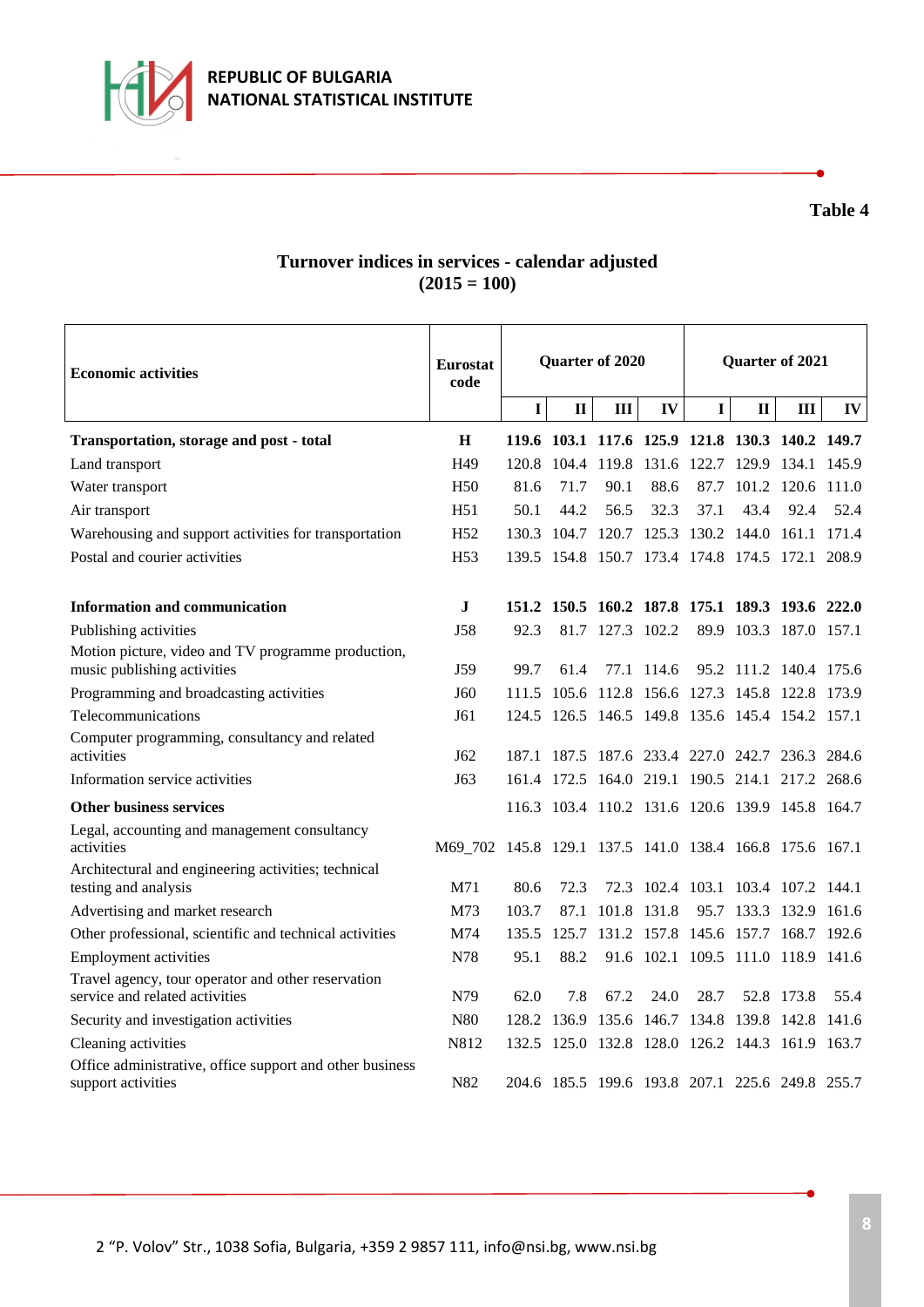REPUBLIC OF BULGARIA
NATIONAL STATISTICAL INSTITUTE

**Table 4**

## Turnover indices in services - calendar adjusted (2015 = 100)

| Economic activities | Eurostat code | Quarter of 2020 | | | | Quarter of 2021 | | | |
|---|---|---|---|---|---|---|---|---|---|
| | | I | II | III | IV | I | II | III | IV |
| **Transportation, storage and post - total** | **H** | **119.6** | **103.1** | **117.6** | **125.9** | **121.8** | **130.3** | **140.2** | **149.7** |
| Land transport | H49 | 120.8 | 104.4 | 119.8 | 131.6 | 122.7 | 129.9 | 134.1 | 145.9 |
| Water transport | H50 | 81.6 | 71.7 | 90.1 | 88.6 | 87.7 | 101.2 | 120.6 | 111.0 |
| Air transport | H51 | 50.1 | 44.2 | 56.5 | 32.3 | 37.1 | 43.4 | 92.4 | 52.4 |
| Warehousing and support activities for transportation | H52 | 130.3 | 104.7 | 120.7 | 125.3 | 130.2 | 144.0 | 161.1 | 171.4 |
| Postal and courier activities | H53 | 139.5 | 154.8 | 150.7 | 173.4 | 174.8 | 174.5 | 172.1 | 208.9 |
| **Information and communication** | **J** | **151.2** | **150.5** | **160.2** | **187.8** | **175.1** | **189.3** | **193.6** | **222.0** |
| Publishing activities | J58 | 92.3 | 81.7 | 127.3 | 102.2 | 89.9 | 103.3 | 187.0 | 157.1 |
| Motion picture, video and TV programme production, music publishing activities | J59 | 99.7 | 61.4 | 77.1 | 114.6 | 95.2 | 111.2 | 140.4 | 175.6 |
| Programming and broadcasting activities | J60 | 111.5 | 105.6 | 112.8 | 156.6 | 127.3 | 145.8 | 122.8 | 173.9 |
| Telecommunications | J61 | 124.5 | 126.5 | 146.5 | 149.8 | 135.6 | 145.4 | 154.2 | 157.1 |
| Computer programming, consultancy and related activities | J62 | 187.1 | 187.5 | 187.6 | 233.4 | 227.0 | 242.7 | 236.3 | 284.6 |
| Information service activities | J63 | 161.4 | 172.5 | 164.0 | 219.1 | 190.5 | 214.1 | 217.2 | 268.6 |
| **Other business services** | | 116.3 | 103.4 | 110.2 | 131.6 | 120.6 | 139.9 | 145.8 | 164.7 |
| Legal, accounting and management consultancy activities | M69_702 | 145.8 | 129.1 | 137.5 | 141.0 | 138.4 | 166.8 | 175.6 | 167.1 |
| Architectural and engineering activities; technical testing and analysis | M71 | 80.6 | 72.3 | 72.3 | 102.4 | 103.1 | 103.4 | 107.2 | 144.1 |
| Advertising and market research | M73 | 103.7 | 87.1 | 101.8 | 131.8 | 95.7 | 133.3 | 132.9 | 161.6 |
| Other professional, scientific and technical activities | M74 | 135.5 | 125.7 | 131.2 | 157.8 | 145.6 | 157.7 | 168.7 | 192.6 |
| Employment activities | N78 | 95.1 | 88.2 | 91.6 | 102.1 | 109.5 | 111.0 | 118.9 | 141.6 |
| Travel agency, tour operator and other reservation service and related activities | N79 | 62.0 | 7.8 | 67.2 | 24.0 | 28.7 | 52.8 | 173.8 | 55.4 |
| Security and investigation activities | N80 | 128.2 | 136.9 | 135.6 | 146.7 | 134.8 | 139.8 | 142.8 | 141.6 |
| Cleaning activities | N812 | 132.5 | 125.0 | 132.8 | 128.0 | 126.2 | 144.3 | 161.9 | 163.7 |
| Office administrative, office support and other business support activities | N82 | 204.6 | 185.5 | 199.6 | 193.8 | 207.1 | 225.6 | 249.8 | 255.7 |

2 "P. Volov" Str., 1038 Sofia, Bulgaria, +359 2 9857 111, info@nsi.bg, www.nsi.bg